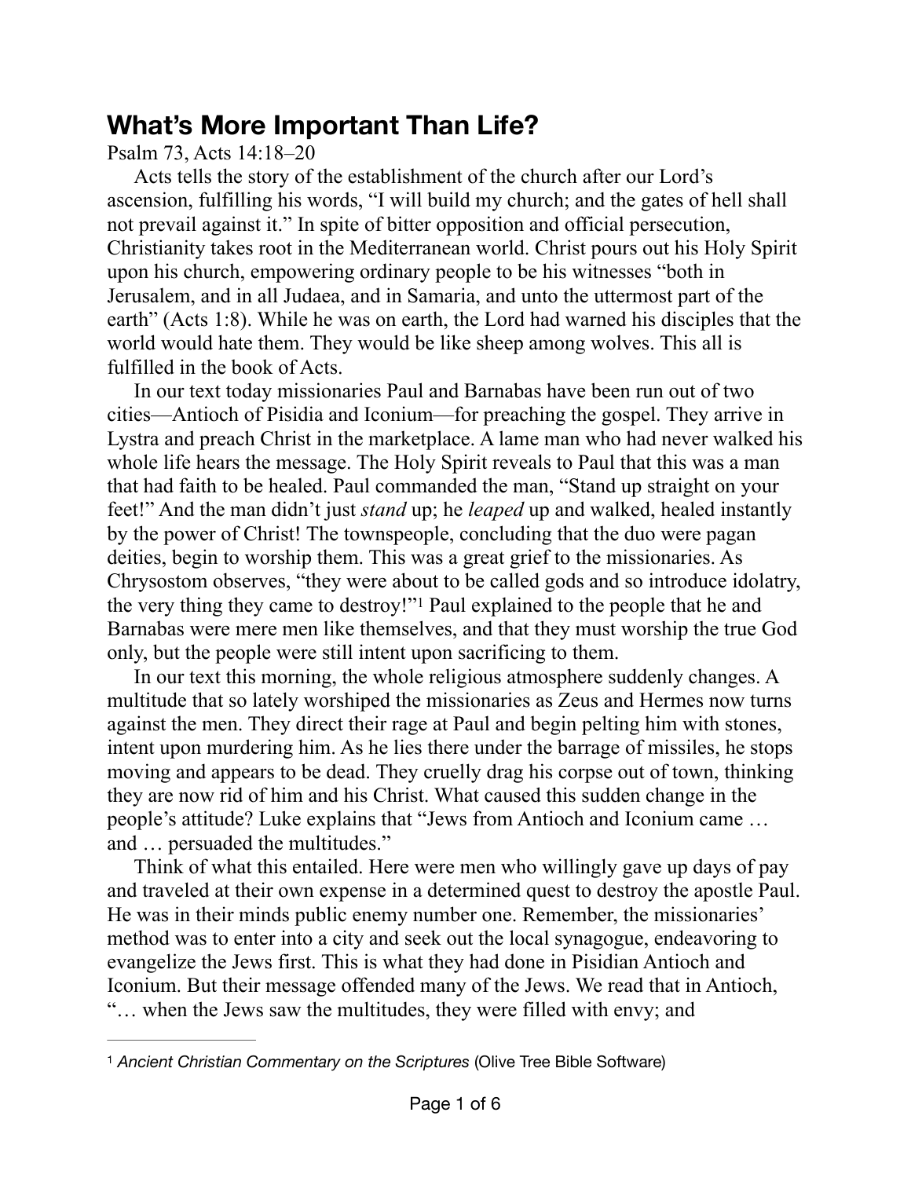# What's More Important Than Life?

Psalm 73, Acts 14:18–20

Acts tells the story of the establishment of the church after our Lord's ascension, fulfilling his words, "I will build my church; and the gates of hell shall not prevail against it." In spite of bitter opposition and official persecution, Christianity takes root in the Mediterranean world. Christ pours out his Holy Spirit upon his church, empowering ordinary people to be his witnesses "both in Jerusalem, and in all Judaea, and in Samaria, and unto the uttermost part of the earth" (Acts 1:8). While he was on earth, the Lord had warned his disciples that the world would hate them. They would be like sheep among wolves. This all is fulfilled in the book of Acts.

In our text today missionaries Paul and Barnabas have been run out of two cities—Antioch of Pisidia and Iconium—for preaching the gospel. They arrive in Lystra and preach Christ in the marketplace. A lame man who had never walked his whole life hears the message. The Holy Spirit reveals to Paul that this was a man that had faith to be healed. Paul commanded the man, "Stand up straight on your feet!" And the man didn't just *stand* up; he *leaped* up and walked, healed instantly by the power of Christ! The townspeople, concluding that the duo were pagan deities, begin to worship them. This was a great grief to the missionaries. As Chrysostom observes, "they were about to be called gods and so introduce idolatry, the very thing they came to destroy!"[1] Paul explained to the people that he and Barnabas were mere men like themselves, and that they must worship the true God only, but the people were still intent upon sacrificing to them.

In our text this morning, the whole religious atmosphere suddenly changes. A multitude that so lately worshiped the missionaries as Zeus and Hermes now turns against the men. They direct their rage at Paul and begin pelting him with stones, intent upon murdering him. As he lies there under the barrage of missiles, he stops moving and appears to be dead. They cruelly drag his corpse out of town, thinking they are now rid of him and his Christ. What caused this sudden change in the people's attitude? Luke explains that "Jews from Antioch and Iconium came … and … persuaded the multitudes."

Think of what this entailed. Here were men who willingly gave up days of pay and traveled at their own expense in a determined quest to destroy the apostle Paul. He was in their minds public enemy number one. Remember, the missionaries' method was to enter into a city and seek out the local synagogue, endeavoring to evangelize the Jews first. This is what they had done in Pisidian Antioch and Iconium. But their message offended many of the Jews. We read that in Antioch, "… when the Jews saw the multitudes, they were filled with envy; and

---

[1] *Ancient Christian Commentary on the Scriptures* (Olive Tree Bible Software)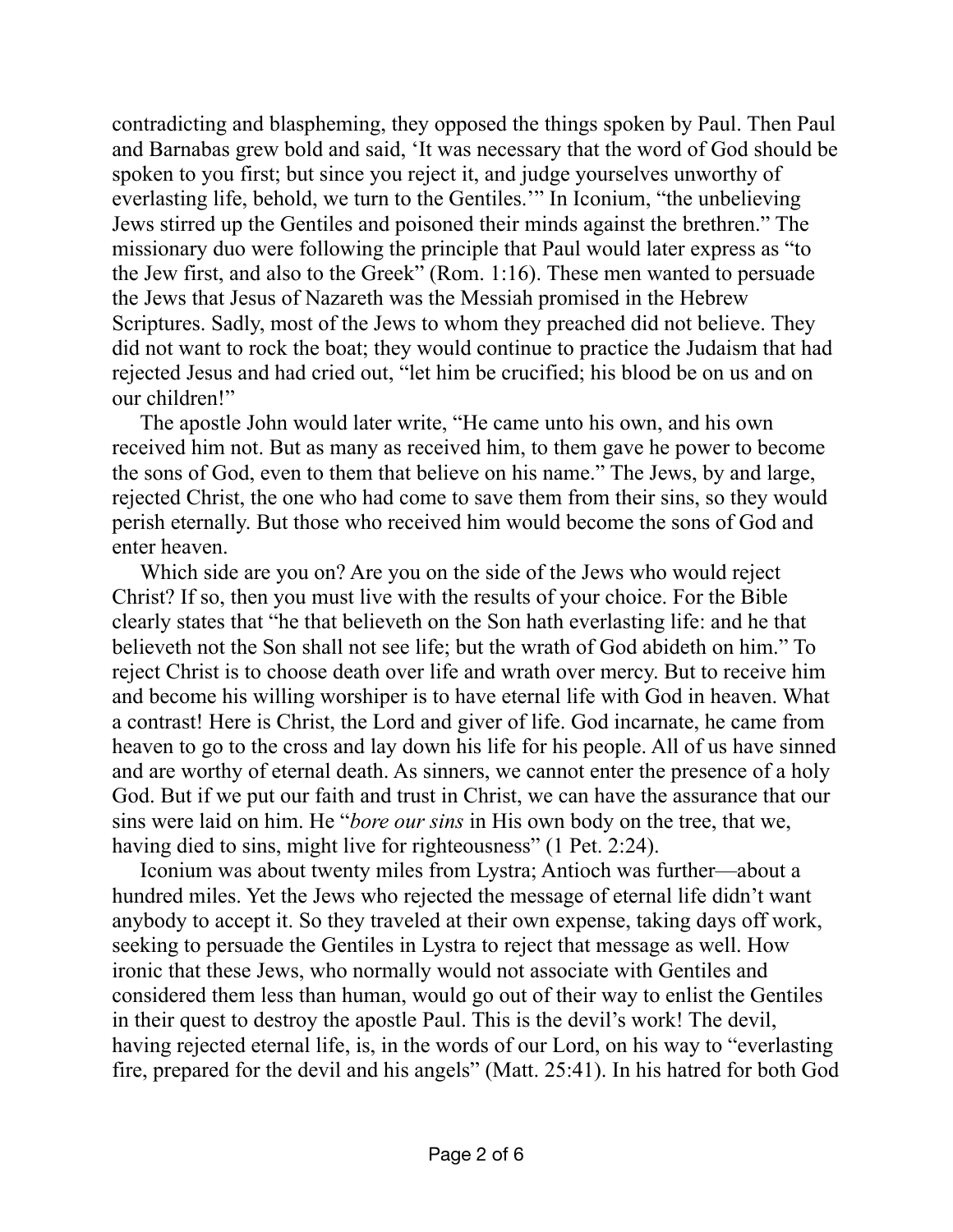contradicting and blaspheming, they opposed the things spoken by Paul. Then Paul and Barnabas grew bold and said, 'It was necessary that the word of God should be spoken to you first; but since you reject it, and judge yourselves unworthy of everlasting life, behold, we turn to the Gentiles.'" In Iconium, "the unbelieving Jews stirred up the Gentiles and poisoned their minds against the brethren." The missionary duo were following the principle that Paul would later express as "to the Jew first, and also to the Greek" (Rom. 1:16). These men wanted to persuade the Jews that Jesus of Nazareth was the Messiah promised in the Hebrew Scriptures. Sadly, most of the Jews to whom they preached did not believe. They did not want to rock the boat; they would continue to practice the Judaism that had rejected Jesus and had cried out, "let him be crucified; his blood be on us and on our children!"

The apostle John would later write, "He came unto his own, and his own received him not. But as many as received him, to them gave he power to become the sons of God, even to them that believe on his name." The Jews, by and large, rejected Christ, the one who had come to save them from their sins, so they would perish eternally. But those who received him would become the sons of God and enter heaven.

Which side are you on? Are you on the side of the Jews who would reject Christ? If so, then you must live with the results of your choice. For the Bible clearly states that "he that believeth on the Son hath everlasting life: and he that believeth not the Son shall not see life; but the wrath of God abideth on him." To reject Christ is to choose death over life and wrath over mercy. But to receive him and become his willing worshiper is to have eternal life with God in heaven. What a contrast! Here is Christ, the Lord and giver of life. God incarnate, he came from heaven to go to the cross and lay down his life for his people. All of us have sinned and are worthy of eternal death. As sinners, we cannot enter the presence of a holy God. But if we put our faith and trust in Christ, we can have the assurance that our sins were laid on him. He "*bore our sins* in His own body on the tree, that we, having died to sins, might live for righteousness" (1 Pet. 2:24).

Iconium was about twenty miles from Lystra; Antioch was further—about a hundred miles. Yet the Jews who rejected the message of eternal life didn't want anybody to accept it. So they traveled at their own expense, taking days off work, seeking to persuade the Gentiles in Lystra to reject that message as well. How ironic that these Jews, who normally would not associate with Gentiles and considered them less than human, would go out of their way to enlist the Gentiles in their quest to destroy the apostle Paul. This is the devil's work! The devil, having rejected eternal life, is, in the words of our Lord, on his way to "everlasting fire, prepared for the devil and his angels" (Matt. 25:41). In his hatred for both God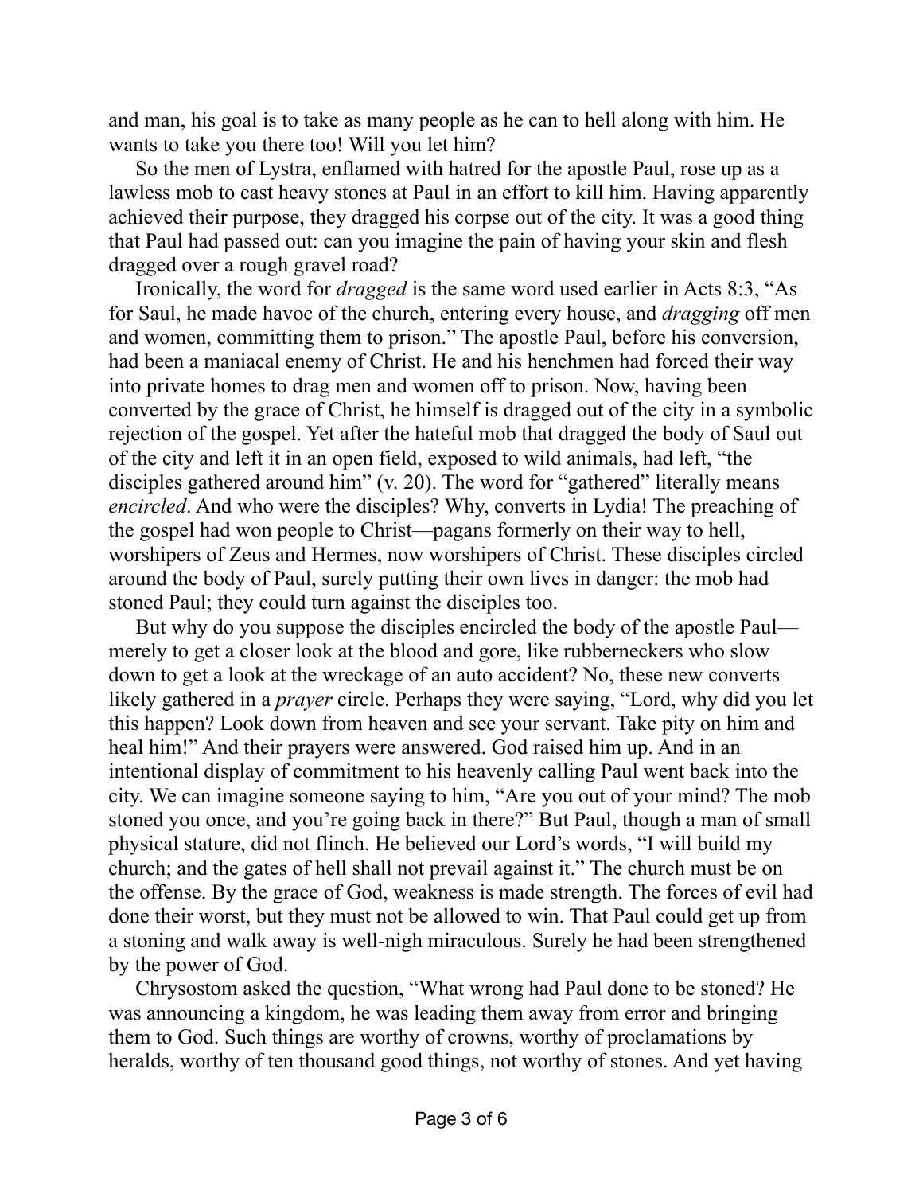and man, his goal is to take as many people as he can to hell along with him. He wants to take you there too! Will you let him?

So the men of Lystra, enflamed with hatred for the apostle Paul, rose up as a lawless mob to cast heavy stones at Paul in an effort to kill him. Having apparently achieved their purpose, they dragged his corpse out of the city. It was a good thing that Paul had passed out: can you imagine the pain of having your skin and flesh dragged over a rough gravel road?

Ironically, the word for *dragged* is the same word used earlier in Acts 8:3, "As for Saul, he made havoc of the church, entering every house, and *dragging* off men and women, committing them to prison." The apostle Paul, before his conversion, had been a maniacal enemy of Christ. He and his henchmen had forced their way into private homes to drag men and women off to prison. Now, having been converted by the grace of Christ, he himself is dragged out of the city in a symbolic rejection of the gospel. Yet after the hateful mob that dragged the body of Saul out of the city and left it in an open field, exposed to wild animals, had left, "the disciples gathered around him" (v. 20). The word for "gathered" literally means *encircled*. And who were the disciples? Why, converts in Lydia! The preaching of the gospel had won people to Christ—pagans formerly on their way to hell, worshipers of Zeus and Hermes, now worshipers of Christ. These disciples circled around the body of Paul, surely putting their own lives in danger: the mob had stoned Paul; they could turn against the disciples too.

But why do you suppose the disciples encircled the body of the apostle Paul—merely to get a closer look at the blood and gore, like rubberneckers who slow down to get a look at the wreckage of an auto accident? No, these new converts likely gathered in a *prayer* circle. Perhaps they were saying, "Lord, why did you let this happen? Look down from heaven and see your servant. Take pity on him and heal him!" And their prayers were answered. God raised him up. And in an intentional display of commitment to his heavenly calling Paul went back into the city. We can imagine someone saying to him, "Are you out of your mind? The mob stoned you once, and you're going back in there?" But Paul, though a man of small physical stature, did not flinch. He believed our Lord's words, "I will build my church; and the gates of hell shall not prevail against it." The church must be on the offense. By the grace of God, weakness is made strength. The forces of evil had done their worst, but they must not be allowed to win. That Paul could get up from a stoning and walk away is well-nigh miraculous. Surely he had been strengthened by the power of God.

Chrysostom asked the question, "What wrong had Paul done to be stoned? He was announcing a kingdom, he was leading them away from error and bringing them to God. Such things are worthy of crowns, worthy of proclamations by heralds, worthy of ten thousand good things, not worthy of stones. And yet having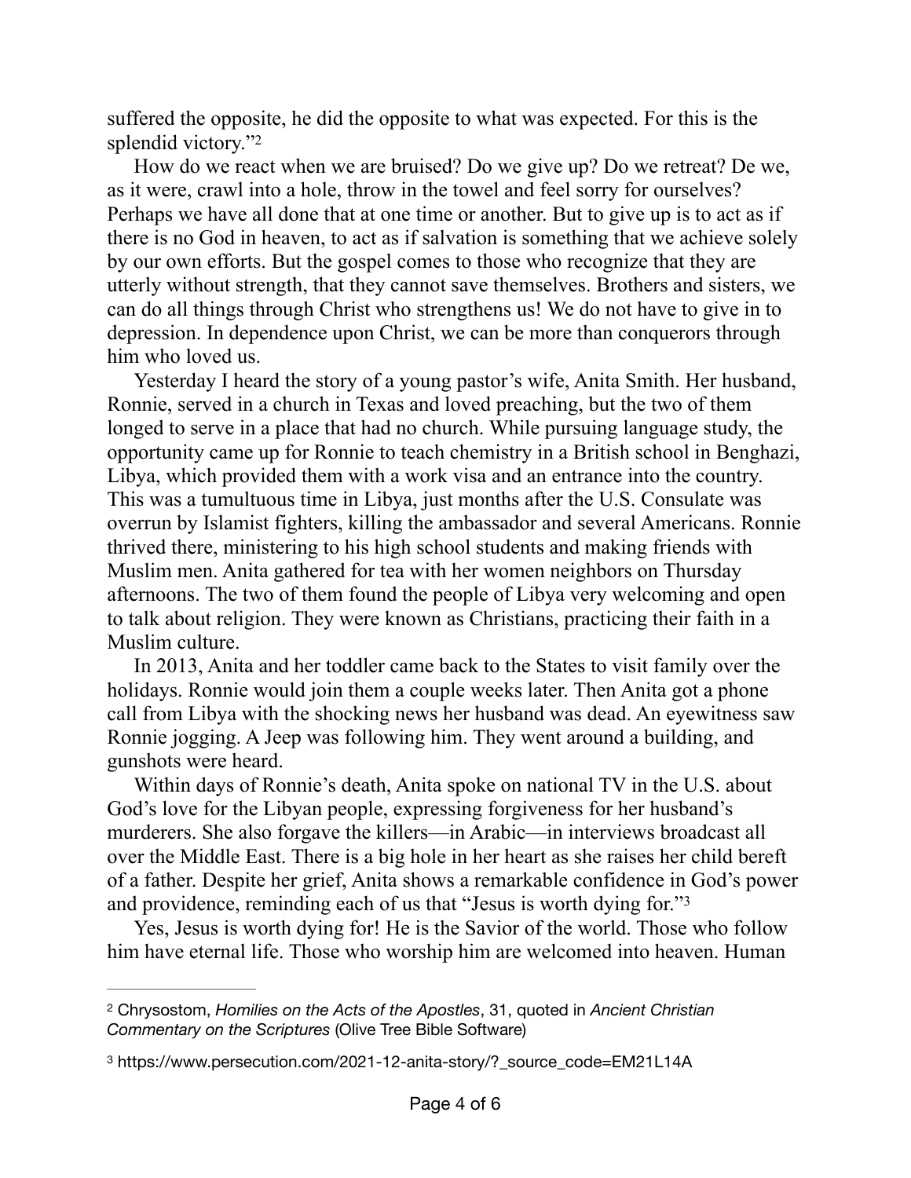suffered the opposite, he did the opposite to what was expected. For this is the splendid victory."[2]

How do we react when we are bruised? Do we give up? Do we retreat? De we, as it were, crawl into a hole, throw in the towel and feel sorry for ourselves? Perhaps we have all done that at one time or another. But to give up is to act as if there is no God in heaven, to act as if salvation is something that we achieve solely by our own efforts. But the gospel comes to those who recognize that they are utterly without strength, that they cannot save themselves. Brothers and sisters, we can do all things through Christ who strengthens us! We do not have to give in to depression. In dependence upon Christ, we can be more than conquerors through him who loved us.

Yesterday I heard the story of a young pastor's wife, Anita Smith. Her husband, Ronnie, served in a church in Texas and loved preaching, but the two of them longed to serve in a place that had no church. While pursuing language study, the opportunity came up for Ronnie to teach chemistry in a British school in Benghazi, Libya, which provided them with a work visa and an entrance into the country. This was a tumultuous time in Libya, just months after the U.S. Consulate was overrun by Islamist fighters, killing the ambassador and several Americans. Ronnie thrived there, ministering to his high school students and making friends with Muslim men. Anita gathered for tea with her women neighbors on Thursday afternoons. The two of them found the people of Libya very welcoming and open to talk about religion. They were known as Christians, practicing their faith in a Muslim culture.

In 2013, Anita and her toddler came back to the States to visit family over the holidays. Ronnie would join them a couple weeks later. Then Anita got a phone call from Libya with the shocking news her husband was dead. An eyewitness saw Ronnie jogging. A Jeep was following him. They went around a building, and gunshots were heard.

Within days of Ronnie's death, Anita spoke on national TV in the U.S. about God's love for the Libyan people, expressing forgiveness for her husband's murderers. She also forgave the killers—in Arabic—in interviews broadcast all over the Middle East. There is a big hole in her heart as she raises her child bereft of a father. Despite her grief, Anita shows a remarkable confidence in God's power and providence, reminding each of us that "Jesus is worth dying for."[3]

Yes, Jesus is worth dying for! He is the Savior of the world. Those who follow him have eternal life. Those who worship him are welcomed into heaven. Human

---

[2] Chrysostom, *Homilies on the Acts of the Apostles*, 31, quoted in *Ancient Christian Commentary on the Scriptures* (Olive Tree Bible Software)

[3] https://www.persecution.com/2021-12-anita-story/?_source_code=EM21L14A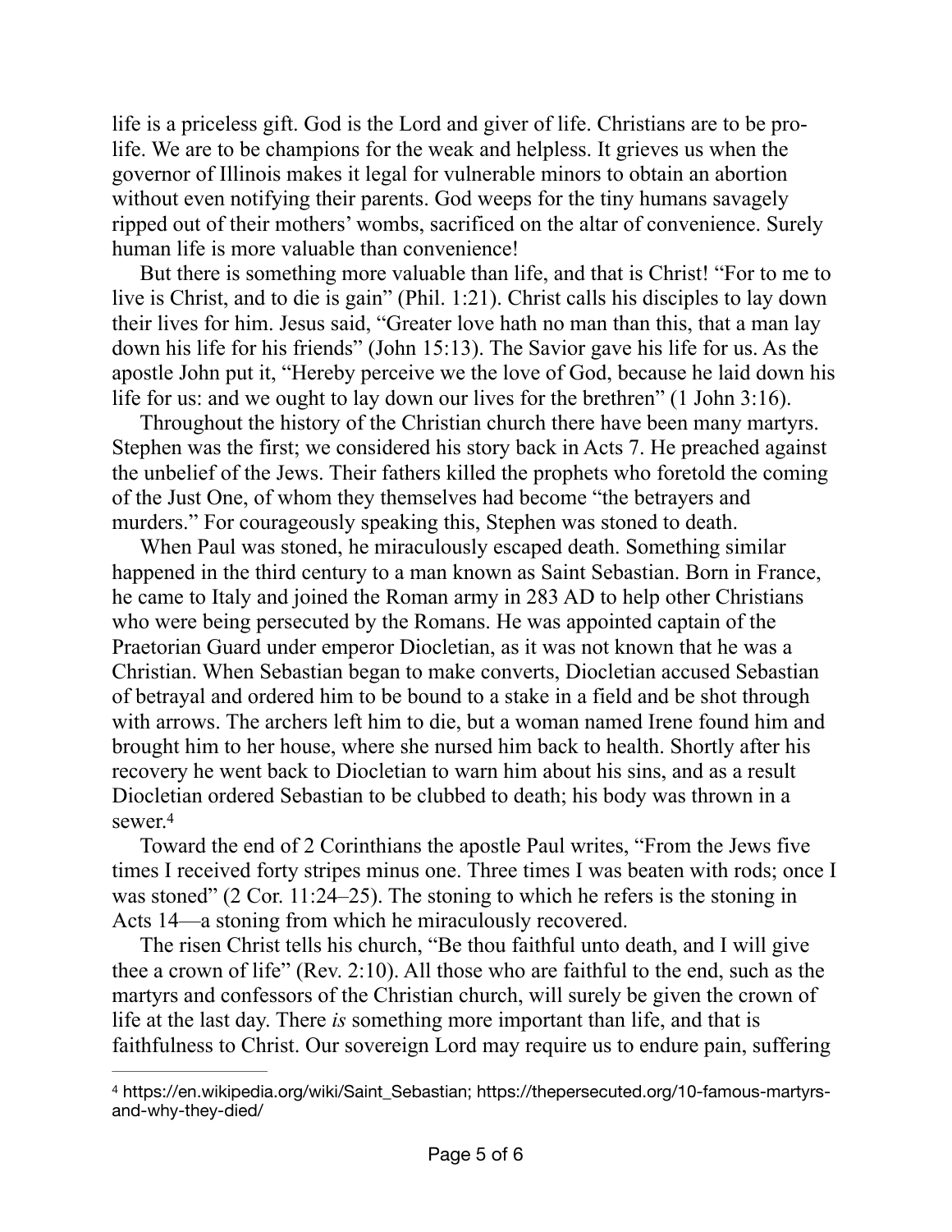life is a priceless gift. God is the Lord and giver of life. Christians are to be pro-life. We are to be champions for the weak and helpless. It grieves us when the governor of Illinois makes it legal for vulnerable minors to obtain an abortion without even notifying their parents. God weeps for the tiny humans savagely ripped out of their mothers' wombs, sacrificed on the altar of convenience. Surely human life is more valuable than convenience!

But there is something more valuable than life, and that is Christ! "For to me to live is Christ, and to die is gain" (Phil. 1:21). Christ calls his disciples to lay down their lives for him. Jesus said, "Greater love hath no man than this, that a man lay down his life for his friends" (John 15:13). The Savior gave his life for us. As the apostle John put it, "Hereby perceive we the love of God, because he laid down his life for us: and we ought to lay down our lives for the brethren" (1 John 3:16).

Throughout the history of the Christian church there have been many martyrs. Stephen was the first; we considered his story back in Acts 7. He preached against the unbelief of the Jews. Their fathers killed the prophets who foretold the coming of the Just One, of whom they themselves had become "the betrayers and murders." For courageously speaking this, Stephen was stoned to death.

When Paul was stoned, he miraculously escaped death. Something similar happened in the third century to a man known as Saint Sebastian. Born in France, he came to Italy and joined the Roman army in 283 AD to help other Christians who were being persecuted by the Romans. He was appointed captain of the Praetorian Guard under emperor Diocletian, as it was not known that he was a Christian. When Sebastian began to make converts, Diocletian accused Sebastian of betrayal and ordered him to be bound to a stake in a field and be shot through with arrows. The archers left him to die, but a woman named Irene found him and brought him to her house, where she nursed him back to health. Shortly after his recovery he went back to Diocletian to warn him about his sins, and as a result Diocletian ordered Sebastian to be clubbed to death; his body was thrown in a sewer.[4]

Toward the end of 2 Corinthians the apostle Paul writes, "From the Jews five times I received forty stripes minus one. Three times I was beaten with rods; once I was stoned" (2 Cor. 11:24–25). The stoning to which he refers is the stoning in Acts 14—a stoning from which he miraculously recovered.

The risen Christ tells his church, "Be thou faithful unto death, and I will give thee a crown of life" (Rev. 2:10). All those who are faithful to the end, such as the martyrs and confessors of the Christian church, will surely be given the crown of life at the last day. There *is* something more important than life, and that is faithfulness to Christ. Our sovereign Lord may require us to endure pain, suffering

---

[4] https://en.wikipedia.org/wiki/Saint_Sebastian; https://thepersecuted.org/10-famous-martyrs-and-why-they-died/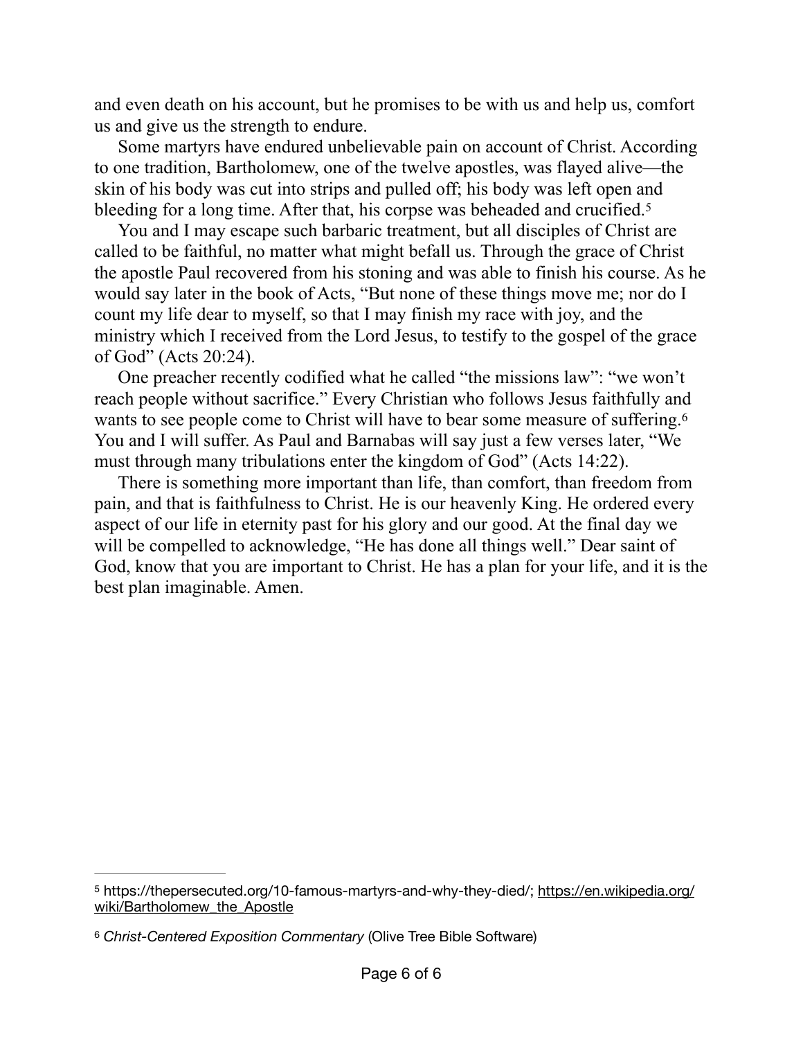and even death on his account, but he promises to be with us and help us, comfort us and give us the strength to endure.

Some martyrs have endured unbelievable pain on account of Christ. According to one tradition, Bartholomew, one of the twelve apostles, was flayed alive—the skin of his body was cut into strips and pulled off; his body was left open and bleeding for a long time. After that, his corpse was beheaded and crucified.[5]

You and I may escape such barbaric treatment, but all disciples of Christ are called to be faithful, no matter what might befall us. Through the grace of Christ the apostle Paul recovered from his stoning and was able to finish his course. As he would say later in the book of Acts, "But none of these things move me; nor do I count my life dear to myself, so that I may finish my race with joy, and the ministry which I received from the Lord Jesus, to testify to the gospel of the grace of God" (Acts 20:24).

One preacher recently codified what he called "the missions law": "we won't reach people without sacrifice." Every Christian who follows Jesus faithfully and wants to see people come to Christ will have to bear some measure of suffering.[6] You and I will suffer. As Paul and Barnabas will say just a few verses later, "We must through many tribulations enter the kingdom of God" (Acts 14:22).

There is something more important than life, than comfort, than freedom from pain, and that is faithfulness to Christ. He is our heavenly King. He ordered every aspect of our life in eternity past for his glory and our good. At the final day we will be compelled to acknowledge, "He has done all things well." Dear saint of God, know that you are important to Christ. He has a plan for your life, and it is the best plan imaginable. Amen.

---

[5] https://thepersecuted.org/10-famous-martyrs-and-why-they-died/; https://en.wikipedia.org/wiki/Bartholomew_the_Apostle

[6] *Christ-Centered Exposition Commentary* (Olive Tree Bible Software)